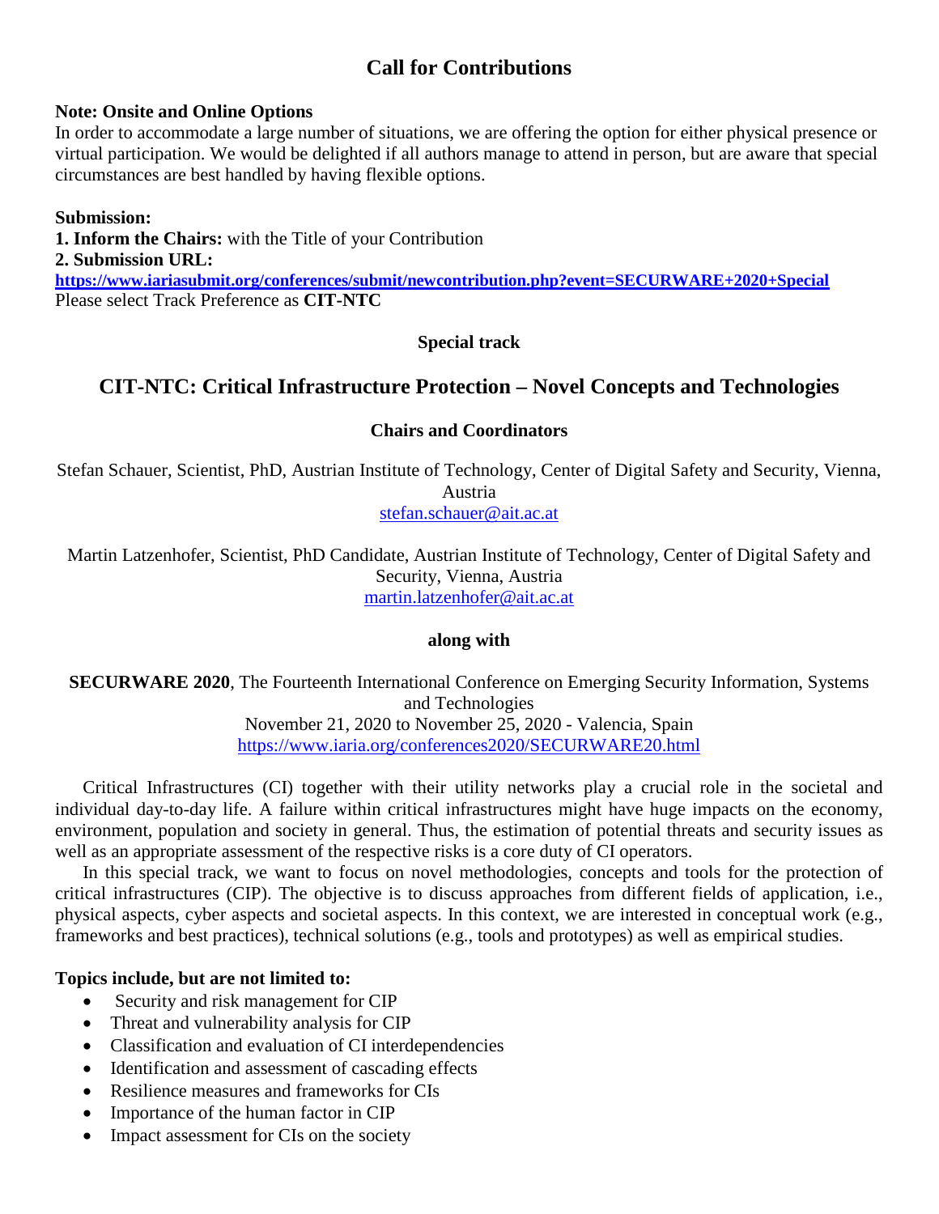# Call for Contributions

**Note: Onsite and Online Options**
In order to accommodate a large number of situations, we are offering the option for either physical presence or virtual participation. We would be delighted if all authors manage to attend in person, but are aware that special circumstances are best handled by having flexible options.

**Submission:**
**1. Inform the Chairs:** with the Title of your Contribution
**2. Submission URL:**
**https://www.iariasubmit.org/conferences/submit/newcontribution.php?event=SECURWARE+2020+Special**
Please select Track Preference as **CIT-NTC**

**Special track**

## CIT-NTC: Critical Infrastructure Protection – Novel Concepts and Technologies

**Chairs and Coordinators**

Stefan Schauer, Scientist, PhD, Austrian Institute of Technology, Center of Digital Safety and Security, Vienna, Austria
stefan.schauer@ait.ac.at

Martin Latzenhofer, Scientist, PhD Candidate, Austrian Institute of Technology, Center of Digital Safety and Security, Vienna, Austria
martin.latzenhofer@ait.ac.at

**along with**

**SECURWARE 2020**, The Fourteenth International Conference on Emerging Security Information, Systems and Technologies
November 21, 2020 to November 25, 2020 - Valencia, Spain
https://www.iaria.org/conferences2020/SECURWARE20.html

Critical Infrastructures (CI) together with their utility networks play a crucial role in the societal and individual day-to-day life. A failure within critical infrastructures might have huge impacts on the economy, environment, population and society in general. Thus, the estimation of potential threats and security issues as well as an appropriate assessment of the respective risks is a core duty of CI operators.

In this special track, we want to focus on novel methodologies, concepts and tools for the protection of critical infrastructures (CIP). The objective is to discuss approaches from different fields of application, i.e., physical aspects, cyber aspects and societal aspects. In this context, we are interested in conceptual work (e.g., frameworks and best practices), technical solutions (e.g., tools and prototypes) as well as empirical studies.

**Topics include, but are not limited to:**

- Security and risk management for CIP
- Threat and vulnerability analysis for CIP
- Classification and evaluation of CI interdependencies
- Identification and assessment of cascading effects
- Resilience measures and frameworks for CIs
- Importance of the human factor in CIP
- Impact assessment for CIs on the society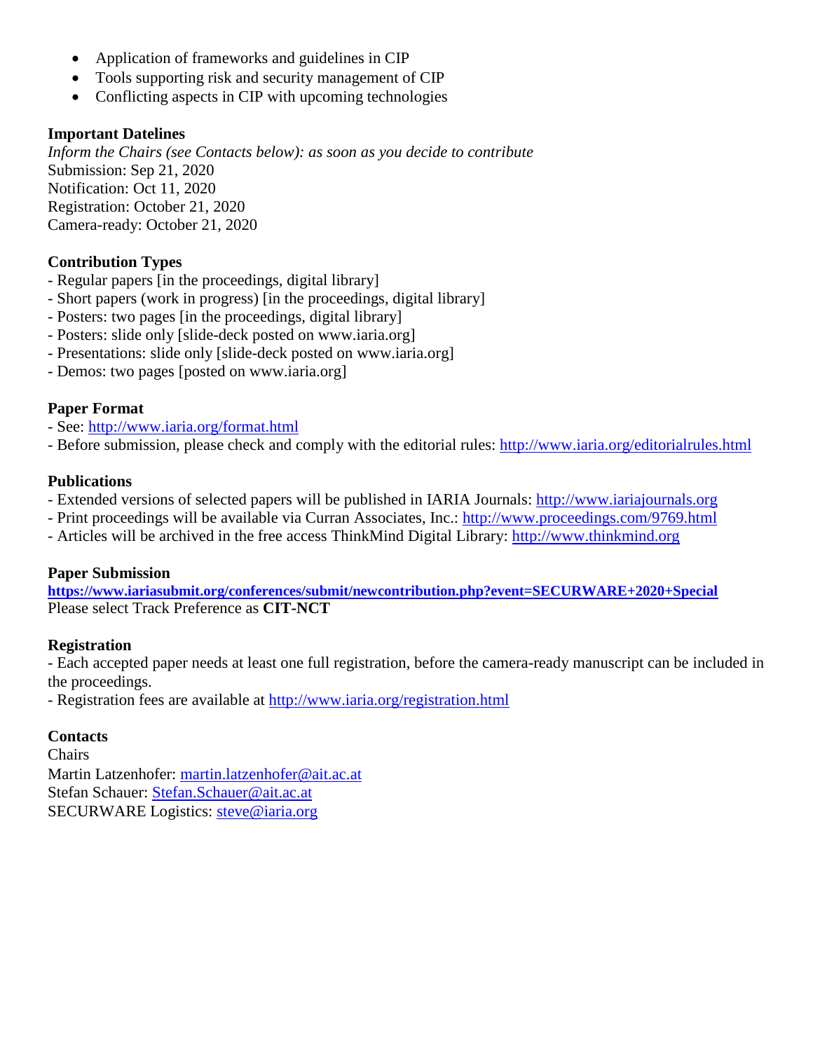- Application of frameworks and guidelines in CIP
- Tools supporting risk and security management of CIP
- Conflicting aspects in CIP with upcoming technologies

**Important Datelines**

*Inform the Chairs (see Contacts below): as soon as you decide to contribute*
Submission: Sep 21, 2020
Notification: Oct 11, 2020
Registration: October 21, 2020
Camera-ready: October 21, 2020

**Contribution Types**

- Regular papers [in the proceedings, digital library]
- Short papers (work in progress) [in the proceedings, digital library]
- Posters: two pages [in the proceedings, digital library]
- Posters: slide only [slide-deck posted on www.iaria.org]
- Presentations: slide only [slide-deck posted on www.iaria.org]
- Demos: two pages [posted on www.iaria.org]

**Paper Format**

- See: http://www.iaria.org/format.html
- Before submission, please check and comply with the editorial rules: http://www.iaria.org/editorialrules.html

**Publications**

- Extended versions of selected papers will be published in IARIA Journals: http://www.iariajournals.org
- Print proceedings will be available via Curran Associates, Inc.: http://www.proceedings.com/9769.html
- Articles will be archived in the free access ThinkMind Digital Library: http://www.thinkmind.org

**Paper Submission**

**https://www.iariasubmit.org/conferences/submit/newcontribution.php?event=SECURWARE+2020+Special**
Please select Track Preference as **CIT-NCT**

**Registration**

- Each accepted paper needs at least one full registration, before the camera-ready manuscript can be included in the proceedings.
- Registration fees are available at http://www.iaria.org/registration.html

**Contacts**

Chairs
Martin Latzenhofer: martin.latzenhofer@ait.ac.at
Stefan Schauer: Stefan.Schauer@ait.ac.at
SECURWARE Logistics: steve@iaria.org